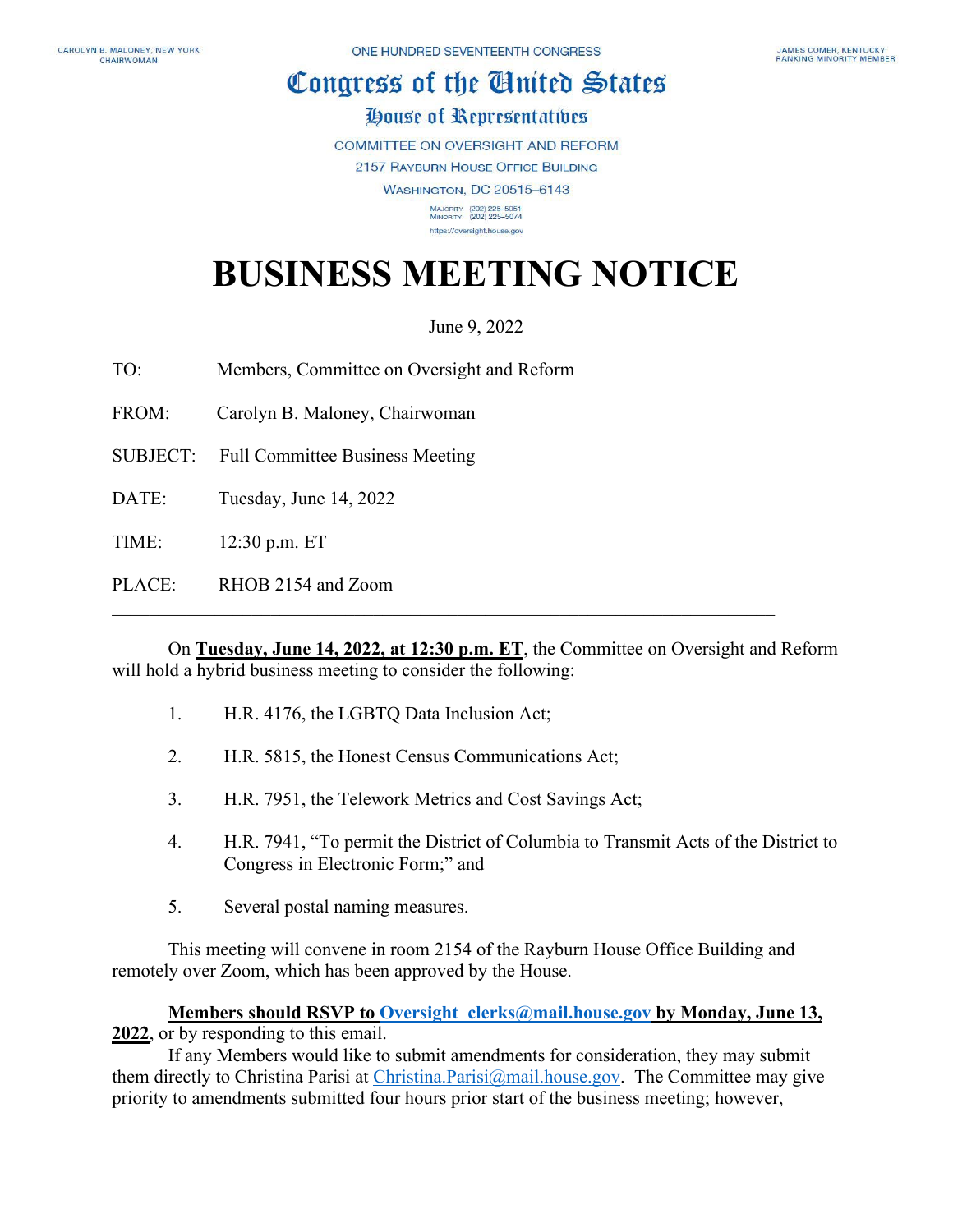CAROLYN B. MALONEY, NEW YORK
CHAIRWOMAN

ONE HUNDRED SEVENTEENTH CONGRESS

JAMES COMER, KENTUCKY
RANKING MINORITY MEMBER

# Congress of the United States

## House of Representatives

COMMITTEE ON OVERSIGHT AND REFORM
2157 RAYBURN HOUSE OFFICE BUILDING
WASHINGTON, DC 20515–6143

MAJORITY (202) 225–5051
MINORITY (202) 225–5074
https://oversight.house.gov

# BUSINESS MEETING NOTICE

June 9, 2022

TO: Members, Committee on Oversight and Reform

FROM: Carolyn B. Maloney, Chairwoman

SUBJECT: Full Committee Business Meeting

DATE: Tuesday, June 14, 2022

TIME: 12:30 p.m. ET

PLACE: RHOB 2154 and Zoom

---

On **Tuesday, June 14, 2022, at 12:30 p.m. ET**, the Committee on Oversight and Reform will hold a hybrid business meeting to consider the following:

1. H.R. 4176, the LGBTQ Data Inclusion Act;
2. H.R. 5815, the Honest Census Communications Act;
3. H.R. 7951, the Telework Metrics and Cost Savings Act;
4. H.R. 7941, "To permit the District of Columbia to Transmit Acts of the District to Congress in Electronic Form;" and
5. Several postal naming measures.

This meeting will convene in room 2154 of the Rayburn House Office Building and remotely over Zoom, which has been approved by the House.

**Members should RSVP to Oversight_clerks@mail.house.gov by Monday, June 13, 2022**, or by responding to this email.

If any Members would like to submit amendments for consideration, they may submit them directly to Christina Parisi at Christina.Parisi@mail.house.gov. The Committee may give priority to amendments submitted four hours prior start of the business meeting; however,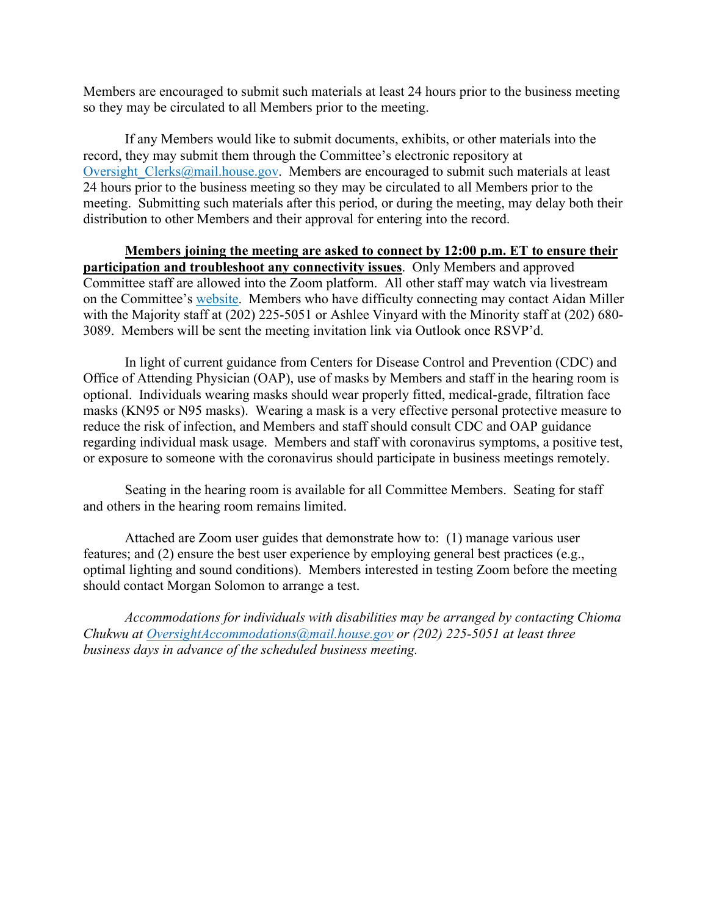Members are encouraged to submit such materials at least 24 hours prior to the business meeting so they may be circulated to all Members prior to the meeting.

If any Members would like to submit documents, exhibits, or other materials into the record, they may submit them through the Committee's electronic repository at Oversight_Clerks@mail.house.gov. Members are encouraged to submit such materials at least 24 hours prior to the business meeting so they may be circulated to all Members prior to the meeting. Submitting such materials after this period, or during the meeting, may delay both their distribution to other Members and their approval for entering into the record.

**Members joining the meeting are asked to connect by 12:00 p.m. ET to ensure their participation and troubleshoot any connectivity issues**. Only Members and approved Committee staff are allowed into the Zoom platform. All other staff may watch via livestream on the Committee's website. Members who have difficulty connecting may contact Aidan Miller with the Majority staff at (202) 225-5051 or Ashlee Vinyard with the Minority staff at (202) 680-3089. Members will be sent the meeting invitation link via Outlook once RSVP'd.

In light of current guidance from Centers for Disease Control and Prevention (CDC) and Office of Attending Physician (OAP), use of masks by Members and staff in the hearing room is optional. Individuals wearing masks should wear properly fitted, medical-grade, filtration face masks (KN95 or N95 masks). Wearing a mask is a very effective personal protective measure to reduce the risk of infection, and Members and staff should consult CDC and OAP guidance regarding individual mask usage. Members and staff with coronavirus symptoms, a positive test, or exposure to someone with the coronavirus should participate in business meetings remotely.

Seating in the hearing room is available for all Committee Members. Seating for staff and others in the hearing room remains limited.

Attached are Zoom user guides that demonstrate how to: (1) manage various user features; and (2) ensure the best user experience by employing general best practices (e.g., optimal lighting and sound conditions). Members interested in testing Zoom before the meeting should contact Morgan Solomon to arrange a test.

*Accommodations for individuals with disabilities may be arranged by contacting Chioma Chukwu at OversightAccommodations@mail.house.gov or (202) 225-5051 at least three business days in advance of the scheduled business meeting.*